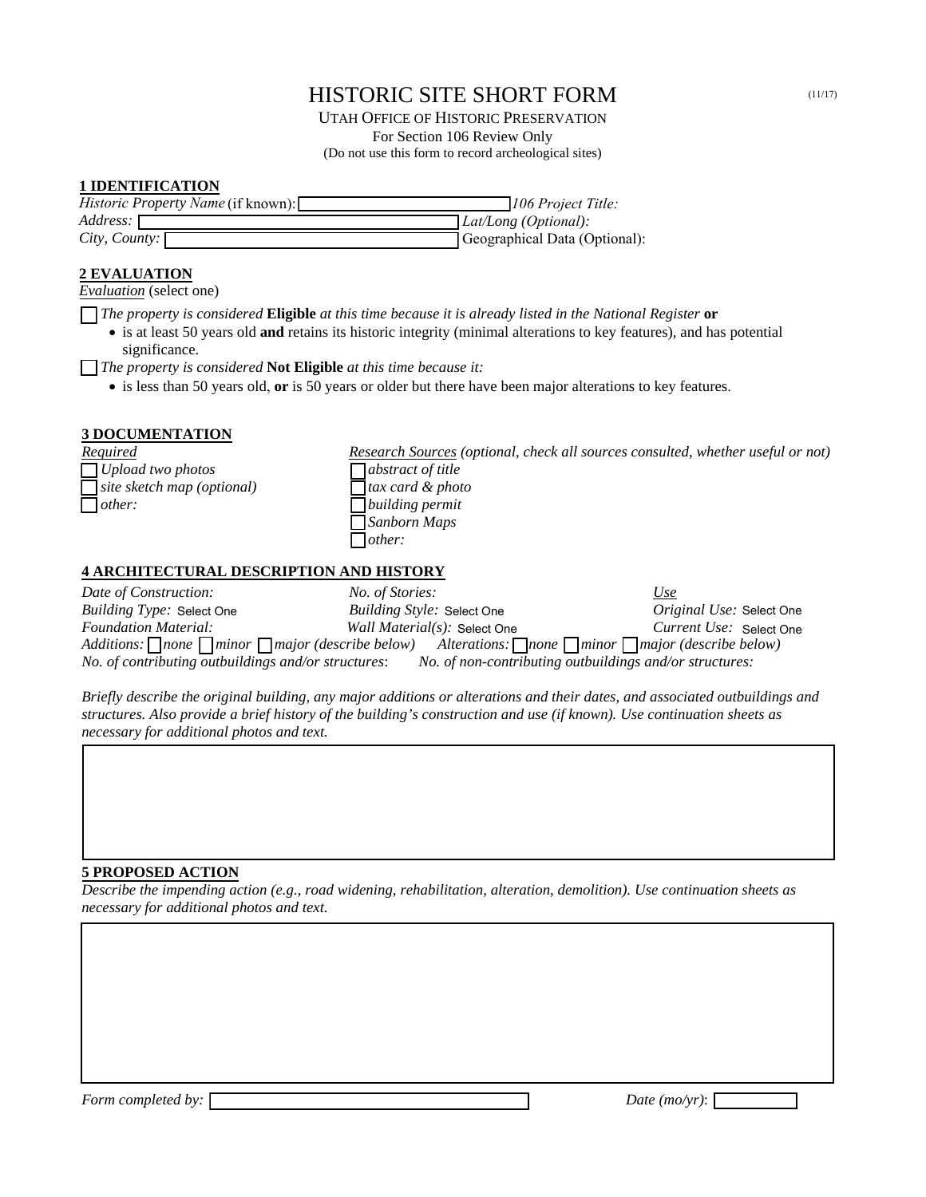# HISTORIC SITE SHORT FORM

(11/17)

UTAH OFFICE OF HISTORIC PRESERVATION
For Section 106 Review Only
(Do not use this form to record archeological sites)

## 1 IDENTIFICATION

*Historic Property Name* (if known): 
*106 Project Title:*
*Address:* 
*Lat/Long (Optional):*
*City, County:* 
Geographical Data (Optional):

## 2 EVALUATION

*Evaluation* (select one)

☐ *The property is considered* **Eligible** *at this time because it is already listed in the National Register* **or**

- is at least 50 years old **and** retains its historic integrity (minimal alterations to key features), and has potential significance.

☐ *The property is considered* **Not Eligible** *at this time because it:*

- is less than 50 years old, **or** is 50 years or older but there have been major alterations to key features.

## 3 DOCUMENTATION

*Required*

☐ *Upload two photos*
☐ *site sketch map (optional)*
☐ *other:*

*Research Sources (optional, check all sources consulted, whether useful or not)*

☐ *abstract of title*
☐ *tax card & photo*
☐ *building permit*
☐ *Sanborn Maps*
☐ *other:*

## 4 ARCHITECTURAL DESCRIPTION AND HISTORY

*Date of Construction:*
*No. of Stories:*
*Use*
*Building Type:* Select One
*Building Style:* Select One
*Original Use:* Select One
*Foundation Material:*
*Wall Material(s):* Select One
*Current Use:* Select One
*Additions:* ☐ *none* ☐ *minor* ☐ *major (describe below)*
*Alterations:* ☐ *none* ☐ *minor* ☐ *major (describe below)*
*No. of contributing outbuildings and/or structures*:
*No. of non-contributing outbuildings and/or structures:*

*Briefly describe the original building, any major additions or alterations and their dates, and associated outbuildings and structures. Also provide a brief history of the building's construction and use (if known). Use continuation sheets as necessary for additional photos and text.*

## 5 PROPOSED ACTION

*Describe the impending action (e.g., road widening, rehabilitation, alteration, demolition). Use continuation sheets as necessary for additional photos and text.*

*Form completed by:* 
*Date (mo/yr)*: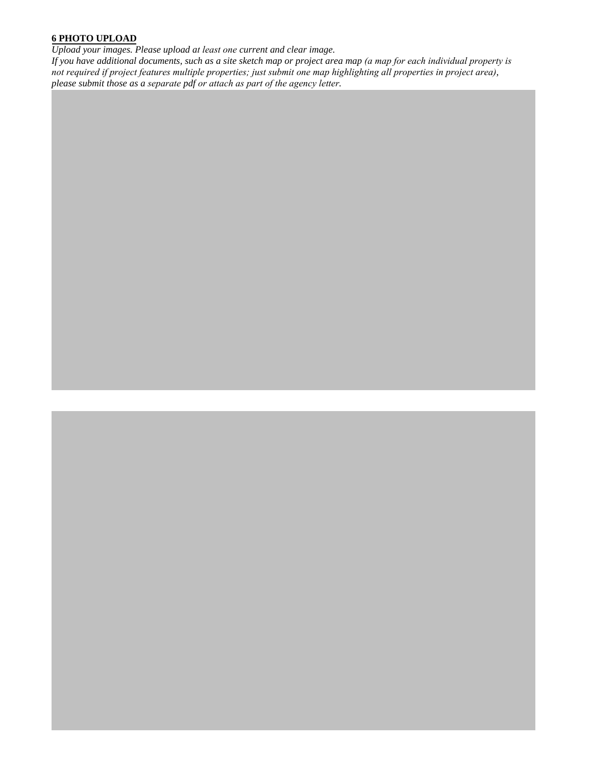**6 PHOTO UPLOAD**

*Upload your images. Please upload at least one current and clear image.*
*If you have additional documents, such as a site sketch map or project area map (a map for each individual property is not required if project features multiple properties; just submit one map highlighting all properties in project area), please submit those as a separate pdf or attach as part of the agency letter.*